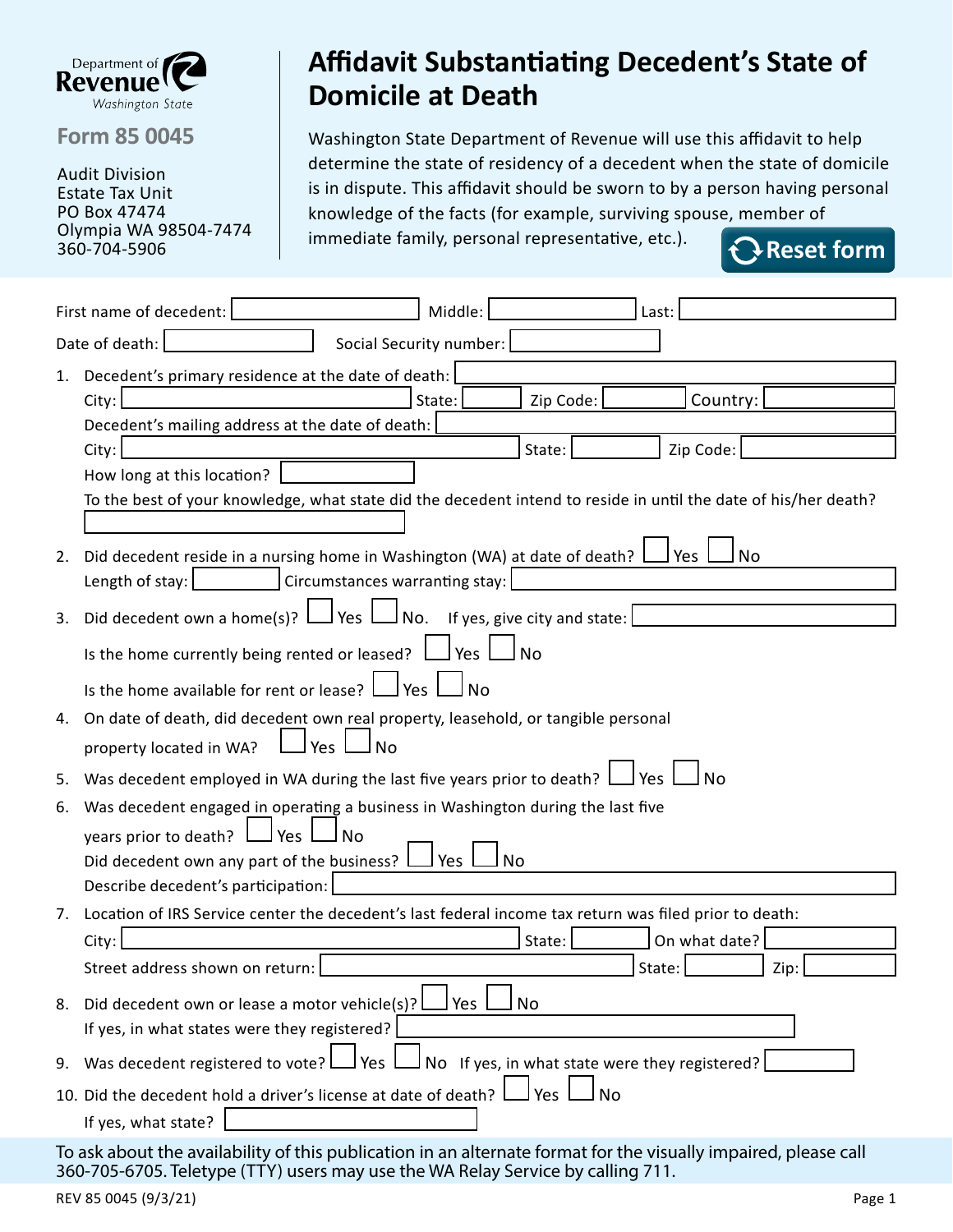Department of Revenue
Washington State

**Form 85 0045**

Audit Division
Estate Tax Unit
PO Box 47474
Olympia WA 98504-7474
360-704-5906

# Affidavit Substantiating Decedent's State of Domicile at Death

Washington State Department of Revenue will use this affidavit to help determine the state of residency of a decedent when the state of domicile is in dispute. This affidavit should be sworn to by a person having personal knowledge of the facts (for example, surviving spouse, member of immediate family, personal representative, etc.).

Reset form

First name of decedent: ____________ Middle: ____________ Last: ____________

Date of death: ____________ Social Security number: ____________

1. Decedent's primary residence at the date of death: ____________
   City: ____________ State: ______ Zip Code: ______ Country: ______
   Decedent's mailing address at the date of death: ____________
   City: ____________ State: ______ Zip Code: ______
   How long at this location? ____________
   To the best of your knowledge, what state did the decedent intend to reside in until the date of his/her death?
   ____________
2. Did decedent reside in a nursing home in Washington (WA) at date of death? ☐ Yes ☐ No
   Length of stay: ______ Circumstances warranting stay: ____________
3. Did decedent own a home(s)? ☐ Yes ☐ No. If yes, give city and state: ____________
   Is the home currently being rented or leased? ☐ Yes ☐ No
   Is the home available for rent or lease? ☐ Yes ☐ No
4. On date of death, did decedent own real property, leasehold, or tangible personal property located in WA? ☐ Yes ☐ No
5. Was decedent employed in WA during the last five years prior to death? ☐ Yes ☐ No
6. Was decedent engaged in operating a business in Washington during the last five years prior to death? ☐ Yes ☐ No
   Did decedent own any part of the business? ☐ Yes ☐ No
   Describe decedent's participation: ____________
7. Location of IRS Service center the decedent's last federal income tax return was filed prior to death:
   City: ____________ State: ______ On what date? ______
   Street address shown on return: ____________ State: ______ Zip: ______
8. Did decedent own or lease a motor vehicle(s)? ☐ Yes ☐ No
   If yes, in what states were they registered? ____________
9. Was decedent registered to vote? ☐ Yes ☐ No If yes, in what state were they registered? ______
10. Did the decedent hold a driver's license at date of death? ☐ Yes ☐ No
    If yes, what state? ____________

To ask about the availability of this publication in an alternate format for the visually impaired, please call 360-705-6705. Teletype (TTY) users may use the WA Relay Service by calling 711.

REV 85 0045 (9/3/21)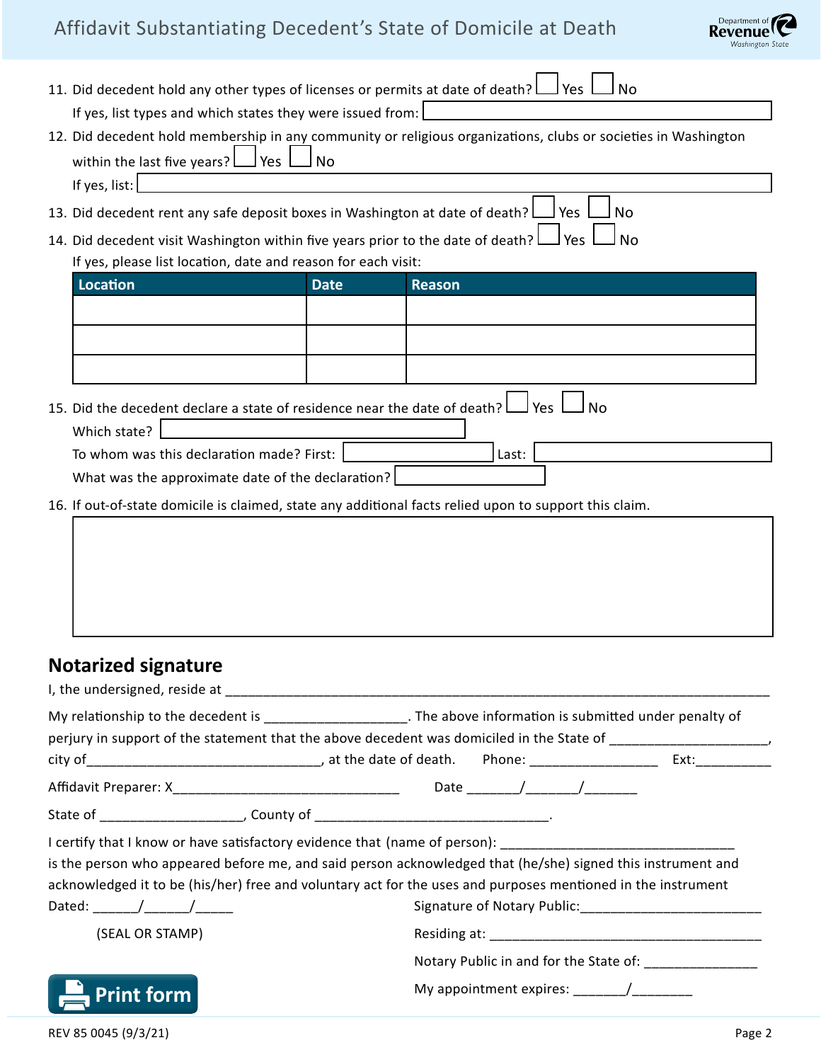11. Did decedent hold any other types of licenses or permits at date of death? ☐ Yes ☐ No

    If yes, list types and which states they were issued from: ______________________

12. Did decedent hold membership in any community or religious organizations, clubs or societies in Washington within the last five years? ☐ Yes ☐ No

    If yes, list: ______________________

13. Did decedent rent any safe deposit boxes in Washington at date of death? ☐ Yes ☐ No

14. Did decedent visit Washington within five years prior to the date of death? ☐ Yes ☐ No

    If yes, please list location, date and reason for each visit:

| Location | Date | Reason |
|---|---|---|
| | | |
| | | |
| | | |

15. Did the decedent declare a state of residence near the date of death? ☐ Yes ☐ No

    Which state? ______________________

    To whom was this declaration made? First: ______________ Last: ______________

    What was the approximate date of the declaration? ______________

16. If out-of-state domicile is claimed, state any additional facts relied upon to support this claim.

## Notarized signature

I, the undersigned, reside at ________________________________________________________________

My relationship to the decedent is __________________. The above information is submitted under penalty of perjury in support of the statement that the above decedent was domiciled in the State of _____________________, city of______________________________, at the date of death. Phone: _________________ Ext:__________

Affidavit Preparer: X______________________________ Date _______/_______/_______

State of __________________, County of ______________________________.

I certify that I know or have satisfactory evidence that (name of person): ______________________________ is the person who appeared before me, and said person acknowledged that (he/she) signed this instrument and acknowledged it to be (his/her) free and voluntary act for the uses and purposes mentioned in the instrument

Dated: ______/______/_____

(SEAL OR STAMP)

Signature of Notary Public:________________________

Residing at: ____________________________________

Notary Public in and for the State of: _______________

My appointment expires: _______/________

Print form

REV 85 0045 (9/3/21)